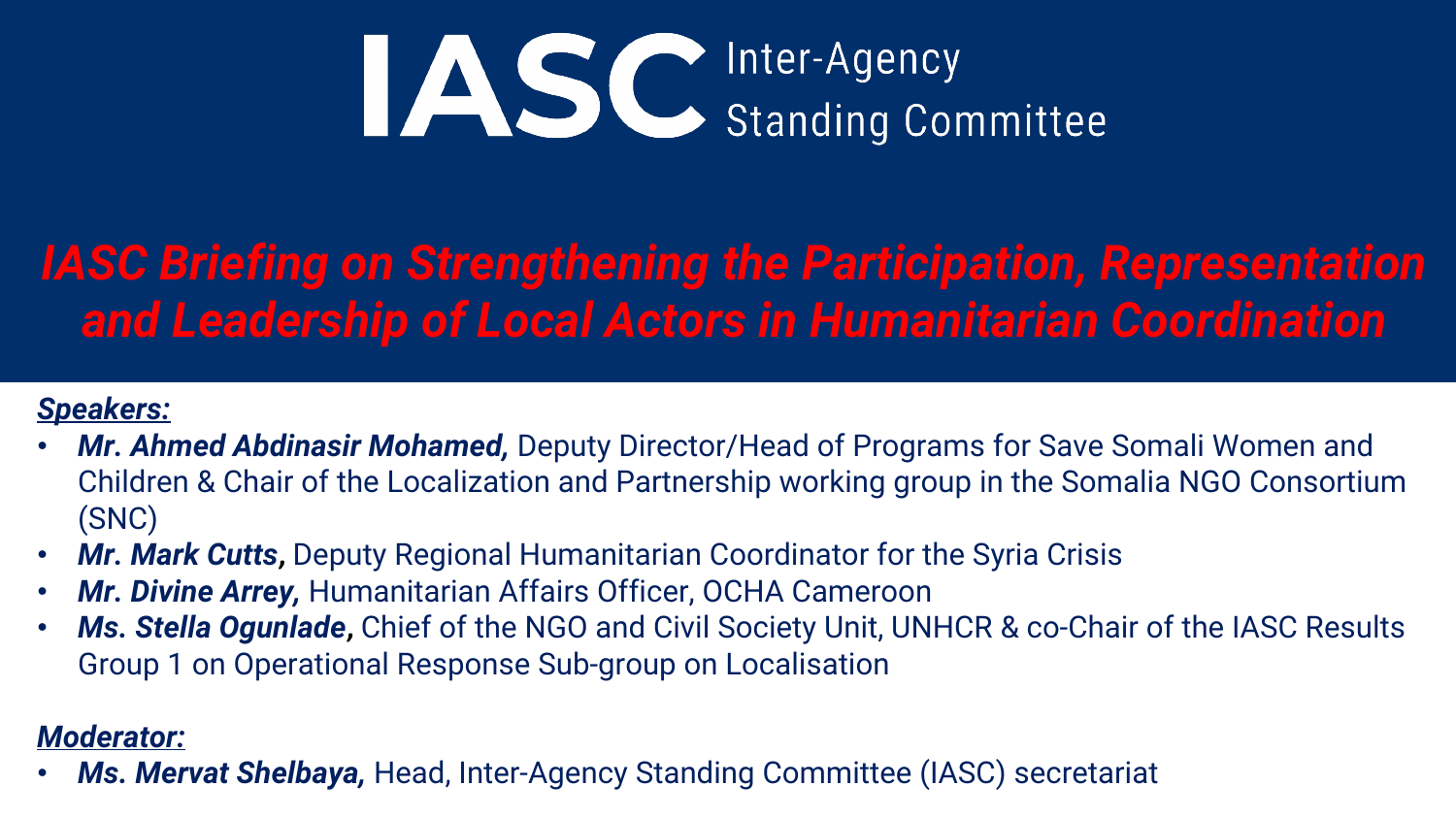# IASC Inter-Agency Standing Committee

## *IASC Briefing on Strengthening the Participation, Representation and Leadership of Local Actors in Humanitarian Coordination*

***Speakers:***

- ***Mr. Ahmed Abdinasir Mohamed,*** Deputy Director/Head of Programs for Save Somali Women and Children & Chair of the Localization and Partnership working group in the Somalia NGO Consortium (SNC)
- ***Mr. Mark Cutts,*** Deputy Regional Humanitarian Coordinator for the Syria Crisis
- ***Mr. Divine Arrey,*** Humanitarian Affairs Officer, OCHA Cameroon
- ***Ms. Stella Ogunlade,*** Chief of the NGO and Civil Society Unit, UNHCR & co-Chair of the IASC Results Group 1 on Operational Response Sub-group on Localisation

***Moderator:***

- ***Ms. Mervat Shelbaya,*** Head, Inter-Agency Standing Committee (IASC) secretariat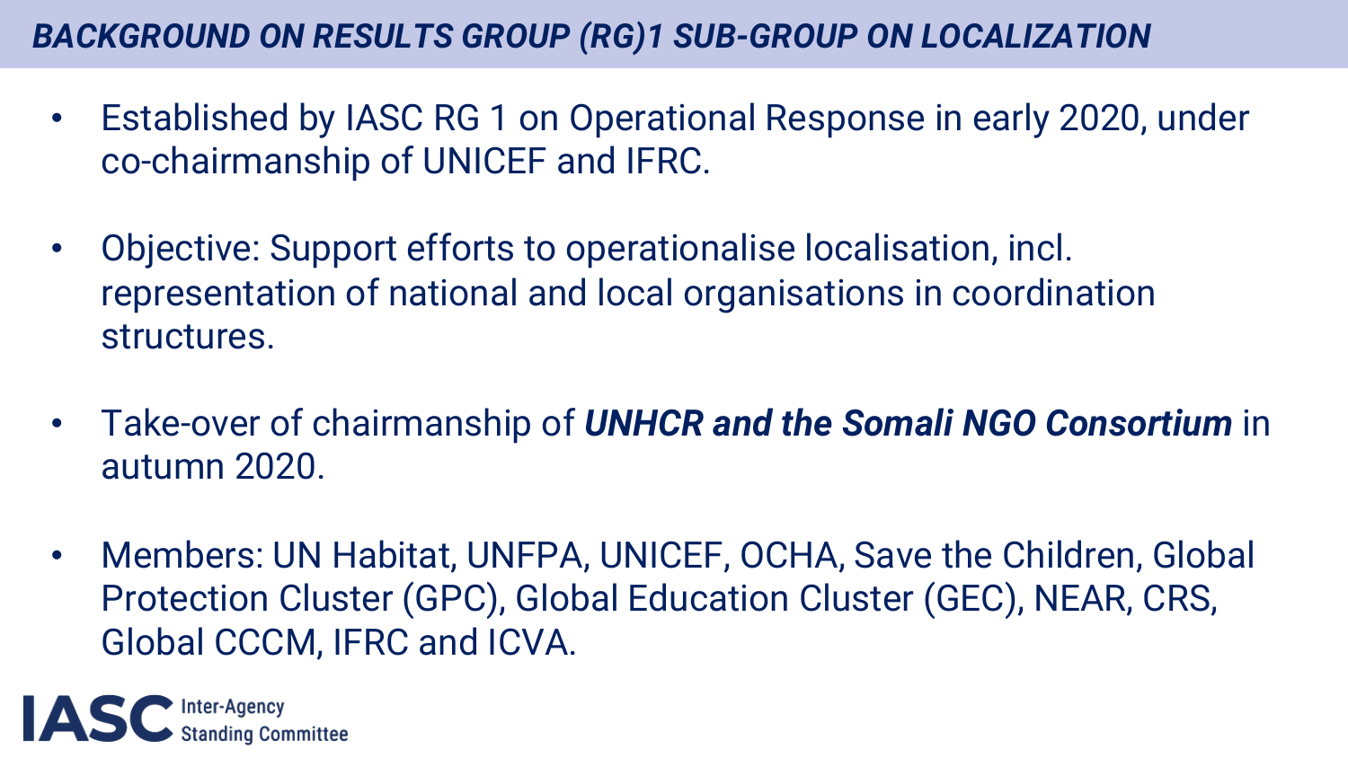## *BACKGROUND ON RESULTS GROUP (RG)1 SUB-GROUP ON LOCALIZATION*

- Established by IASC RG 1 on Operational Response in early 2020, under co-chairmanship of UNICEF and IFRC.
- Objective: Support efforts to operationalise localisation, incl. representation of national and local organisations in coordination structures.
- Take-over of chairmanship of ***UNHCR and the Somali NGO Consortium*** in autumn 2020.
- Members: UN Habitat, UNFPA, UNICEF, OCHA, Save the Children, Global Protection Cluster (GPC), Global Education Cluster (GEC), NEAR, CRS, Global CCCM, IFRC and ICVA.

IASC Inter-Agency Standing Committee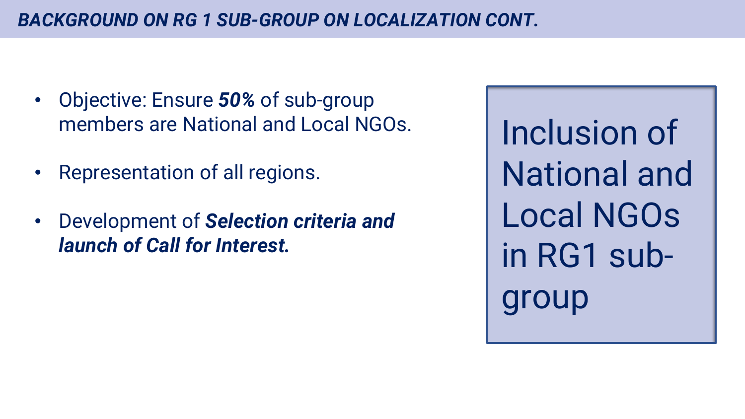# ***BACKGROUND ON RG 1 SUB-GROUP ON LOCALIZATION CONT.***

- Objective: Ensure ***50%*** of sub-group members are National and Local NGOs.
- Representation of all regions.
- Development of ***Selection criteria and launch of Call for Interest.***

Inclusion of National and Local NGOs in RG1 sub-group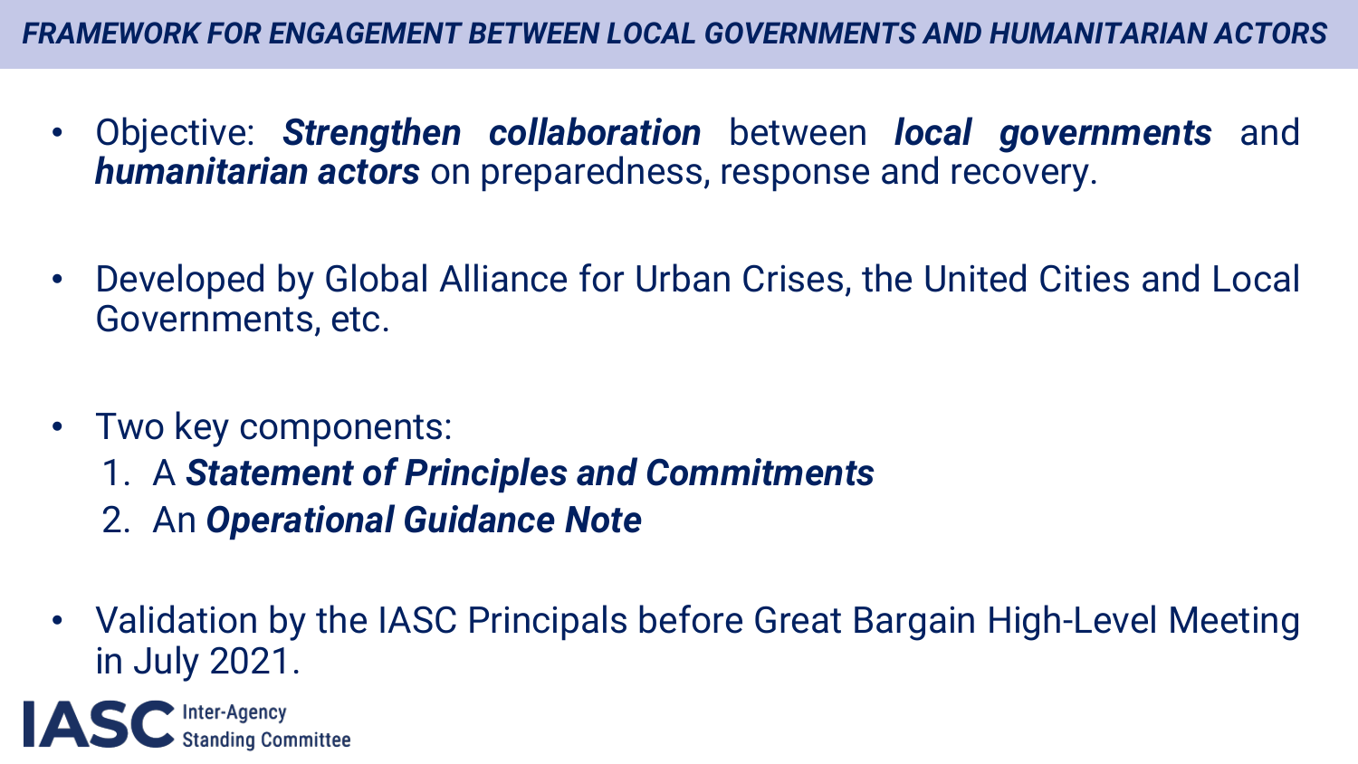# *FRAMEWORK FOR ENGAGEMENT BETWEEN LOCAL GOVERNMENTS AND HUMANITARIAN ACTORS*

- Objective: ***Strengthen collaboration*** between ***local governments*** and ***humanitarian actors*** on preparedness, response and recovery.

- Developed by Global Alliance for Urban Crises, the United Cities and Local Governments, etc.

- Two key components:
  1. A ***Statement of Principles and Commitments***
  2. An ***Operational Guidance Note***

- Validation by the IASC Principals before Great Bargain High-Level Meeting in July 2021.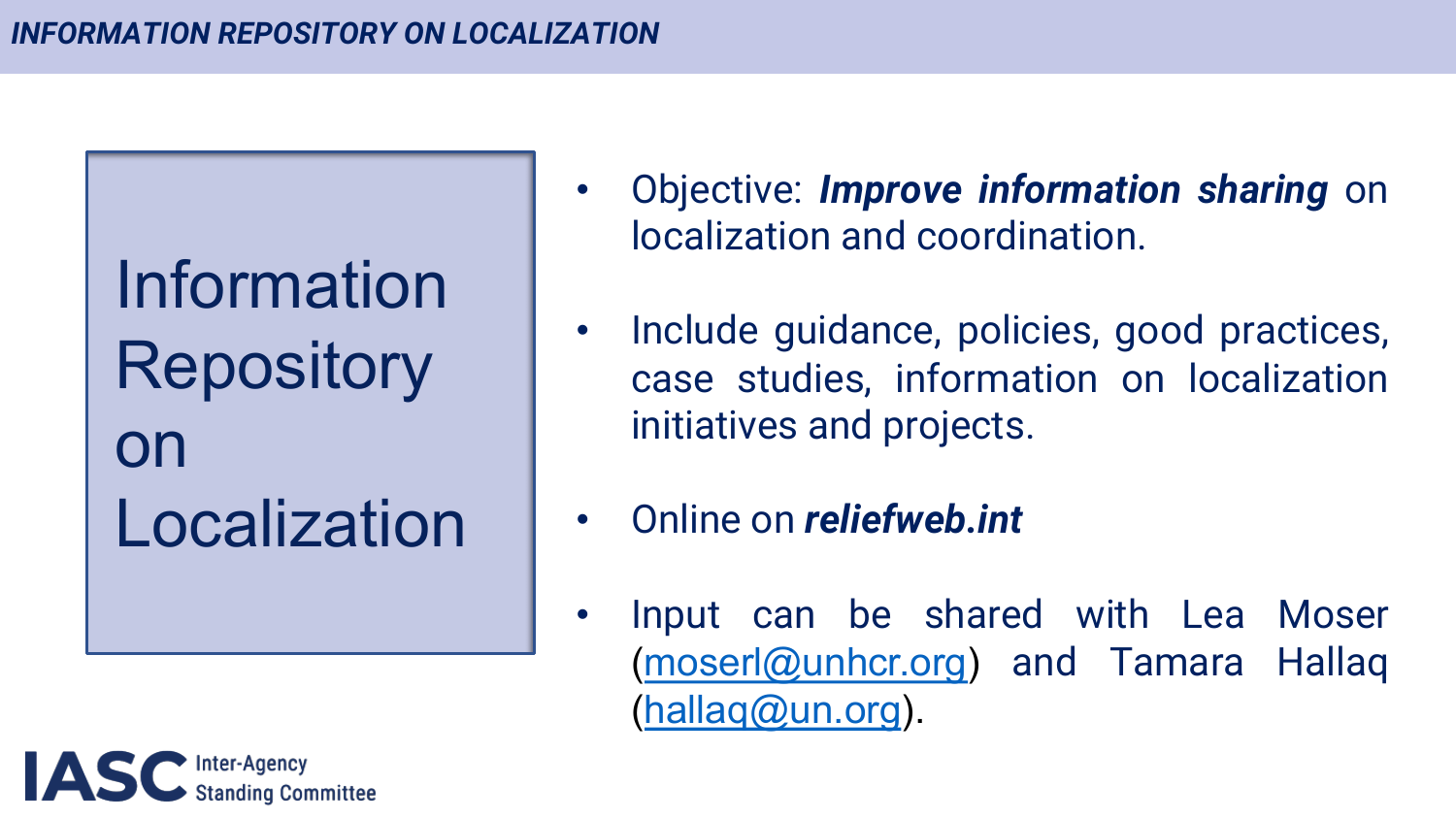# INFORMATION REPOSITORY ON LOCALIZATION

## Information Repository on Localization

- Objective: ***Improve information sharing*** on localization and coordination.
- Include guidance, policies, good practices, case studies, information on localization initiatives and projects.
- Online on ***reliefweb.int***
- Input can be shared with Lea Moser (moserl@unhcr.org) and Tamara Hallaq (hallaq@un.org).

IASC Inter-Agency Standing Committee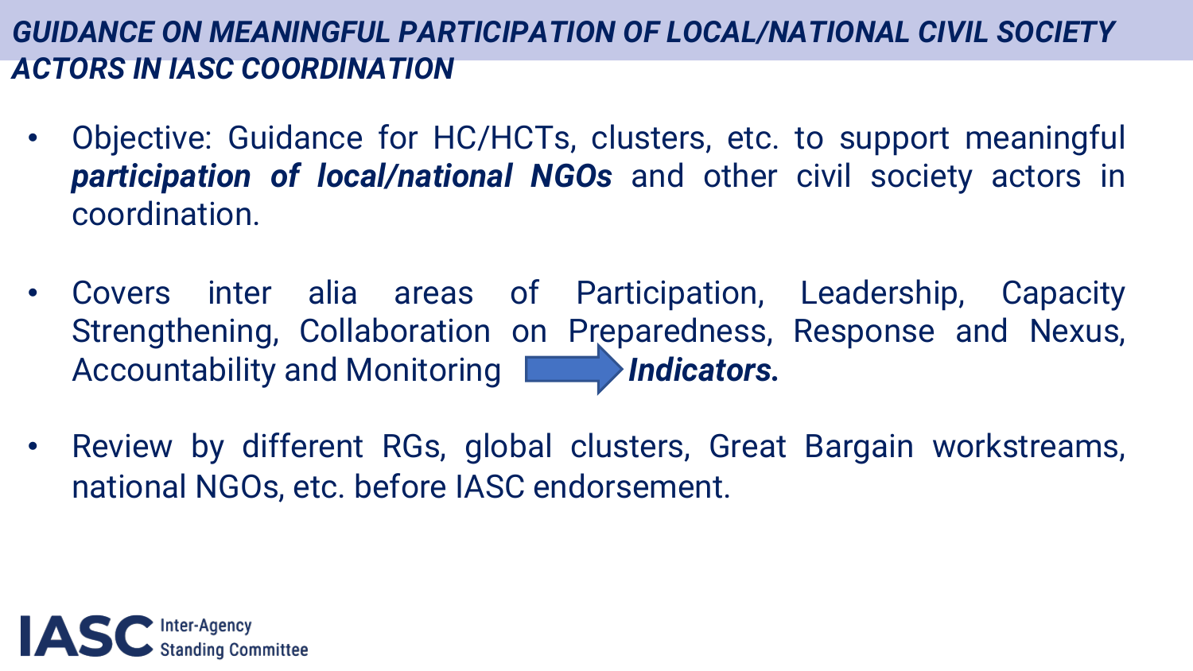# *GUIDANCE ON MEANINGFUL PARTICIPATION OF LOCAL/NATIONAL CIVIL SOCIETY ACTORS IN IASC COORDINATION*

- Objective: Guidance for HC/HCTs, clusters, etc. to support meaningful ***participation of local/national NGOs*** and other civil society actors in coordination.

- Covers inter alia areas of Participation, Leadership, Capacity Strengthening, Collaboration on Preparedness, Response and Nexus, Accountability and Monitoring → ***Indicators.***

- Review by different RGs, global clusters, Great Bargain workstreams, national NGOs, etc. before IASC endorsement.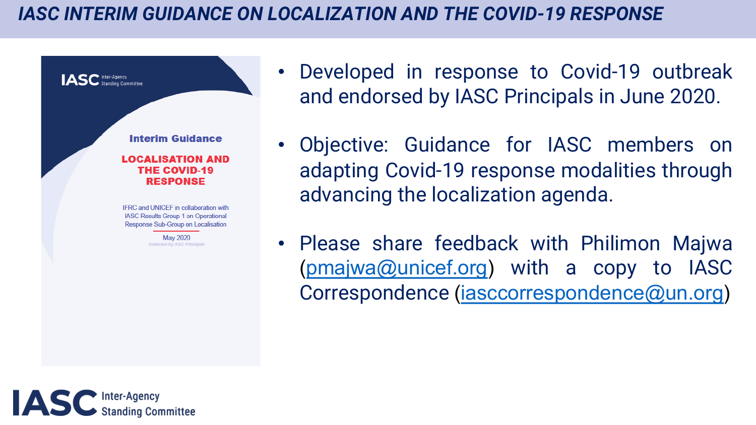# IASC INTERIM GUIDANCE ON LOCALIZATION AND THE COVID-19 RESPONSE

IASC Inter-Agency Standing Committee

Interim Guidance

**LOCALISATION AND THE COVID-19 RESPONSE**

IFRC and UNICEF in collaboration with IASC Results Group 1 on Operational Response Sub-Group on Localisation

May 2020

Endorsed by IASC Principals

- Developed in response to Covid-19 outbreak and endorsed by IASC Principals in June 2020.
- Objective: Guidance for IASC members on adapting Covid-19 response modalities through advancing the localization agenda.
- Please share feedback with Philimon Majwa (pmajwa@unicef.org) with a copy to IASC Correspondence (iasccorrespondence@un.org)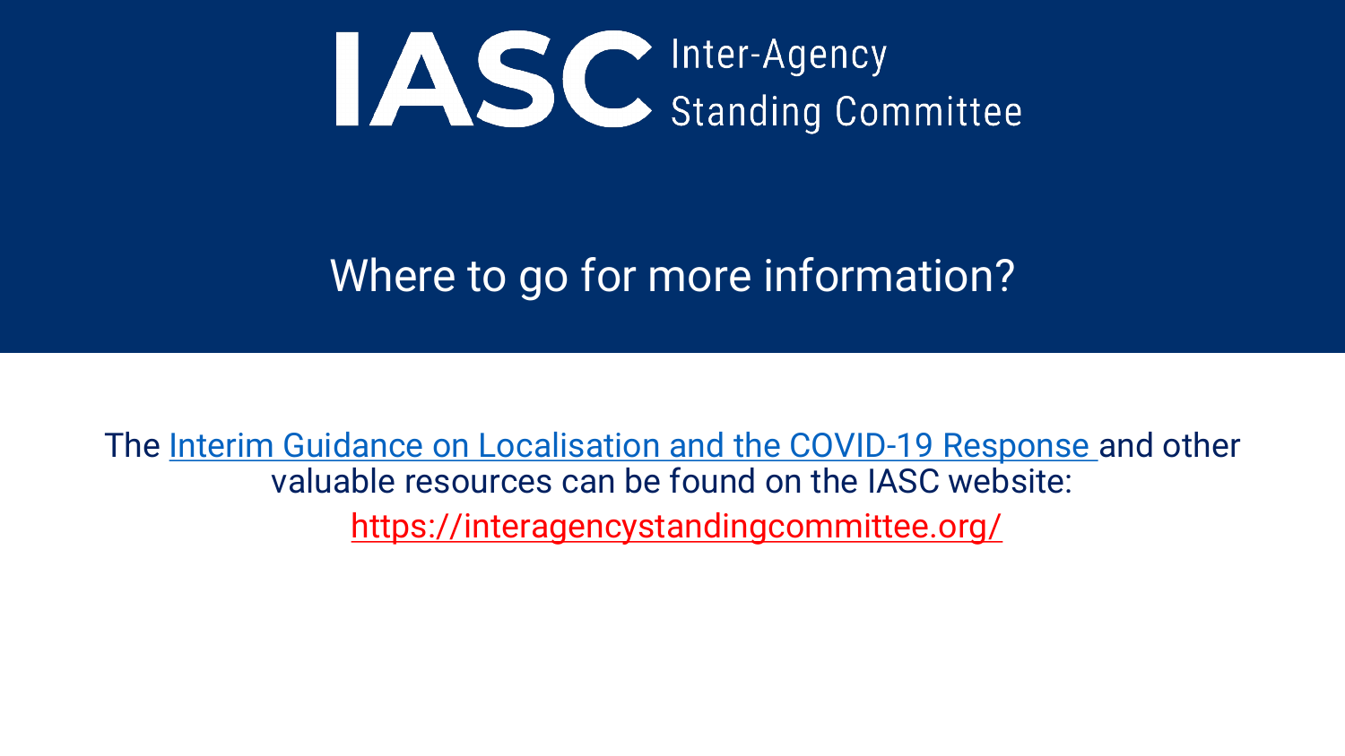IASC Inter-Agency Standing Committee

# Where to go for more information?

The Interim Guidance on Localisation and the COVID-19 Response and other valuable resources can be found on the IASC website:

https://interagencystandingcommittee.org/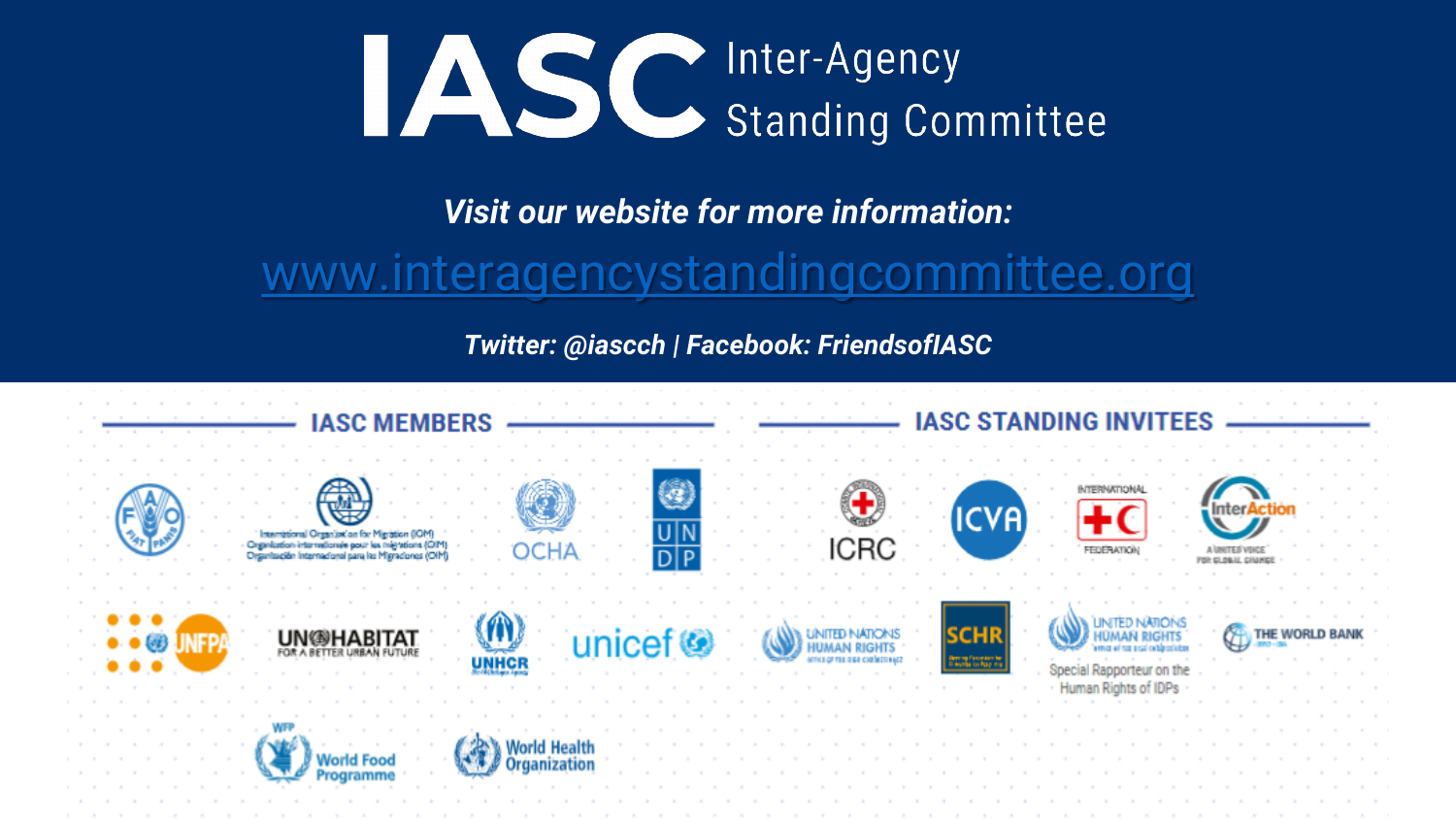# IASC Inter-Agency Standing Committee

***Visit our website for more information:***

www.interagencystandingcommittee.org

***Twitter: @iasccch | Facebook: FriendsofIASC***

## IASC MEMBERS

- FAO
- International Organization for Migration (IOM) / Organisation internationale pour les migrations (OIM) / Organización Internacional para las Migraciones (OIM)
- OCHA
- UNDP
- UNFPA
- UN-HABITAT FOR A BETTER URBAN FUTURE
- UNHCR
- unicef
- WFP World Food Programme
- World Health Organization

## IASC STANDING INVITEES

- ICRC
- ICVA
- International Federation
- InterAction – A United Voice for Global Change
- United Nations Human Rights
- SCHR
- United Nations Human Rights – Special Rapporteur on the Human Rights of IDPs
- The World Bank